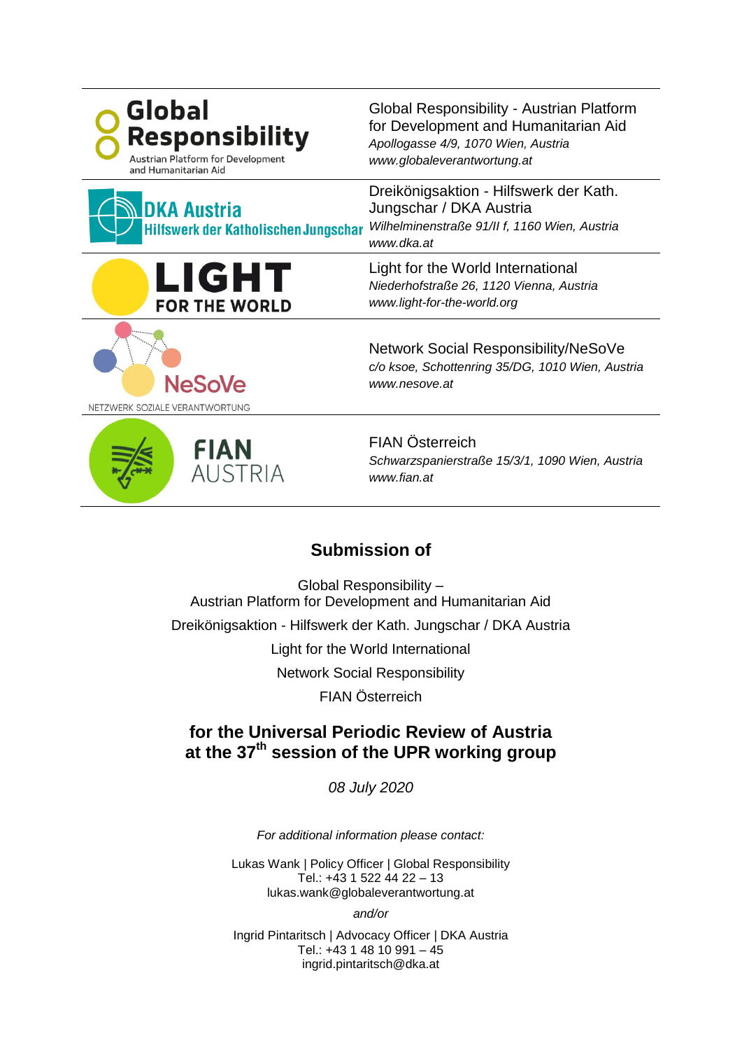| | |
|---|---|
| Global Responsibility<br>Austrian Platform for Development and Humanitarian Aid | Global Responsibility - Austrian Platform for Development and Humanitarian Aid<br>*Apollogasse 4/9, 1070 Wien, Austria*<br>*www.globaleverantwortung.at* |
| DKA Austria<br>Hilfswerk der Katholischen Jungschar | Dreikönigsaktion - Hilfswerk der Kath. Jungschar / DKA Austria<br>*Wilhelminenstraße 91/II f, 1160 Wien, Austria*<br>*www.dka.at* |
| LIGHT FOR THE WORLD | Light for the World International<br>*Niederhofstraße 26, 1120 Vienna, Austria*<br>*www.light-for-the-world.org* |
| NeSoVe<br>NETZWERK SOZIALE VERANTWORTUNG | Network Social Responsibility/NeSoVe<br>*c/o ksoe, Schottenring 35/DG, 1010 Wien, Austria*<br>*www.nesove.at* |
| FIAN AUSTRIA | FIAN Österreich<br>*Schwarzspanierstraße 15/3/1, 1090 Wien, Austria*<br>*www.fian.at* |

## Submission of

Global Responsibility –
Austrian Platform for Development and Humanitarian Aid

Dreikönigsaktion - Hilfswerk der Kath. Jungschar / DKA Austria

Light for the World International

Network Social Responsibility

FIAN Österreich

## for the Universal Periodic Review of Austria at the 37th session of the UPR working group

*08 July 2020*

*For additional information please contact:*

Lukas Wank | Policy Officer | Global Responsibility
Tel.: +43 1 522 44 22 – 13
lukas.wank@globaleverantwortung.at

*and/or*

Ingrid Pintaritsch | Advocacy Officer | DKA Austria
Tel.: +43 1 48 10 991 – 45
ingrid.pintaritsch@dka.at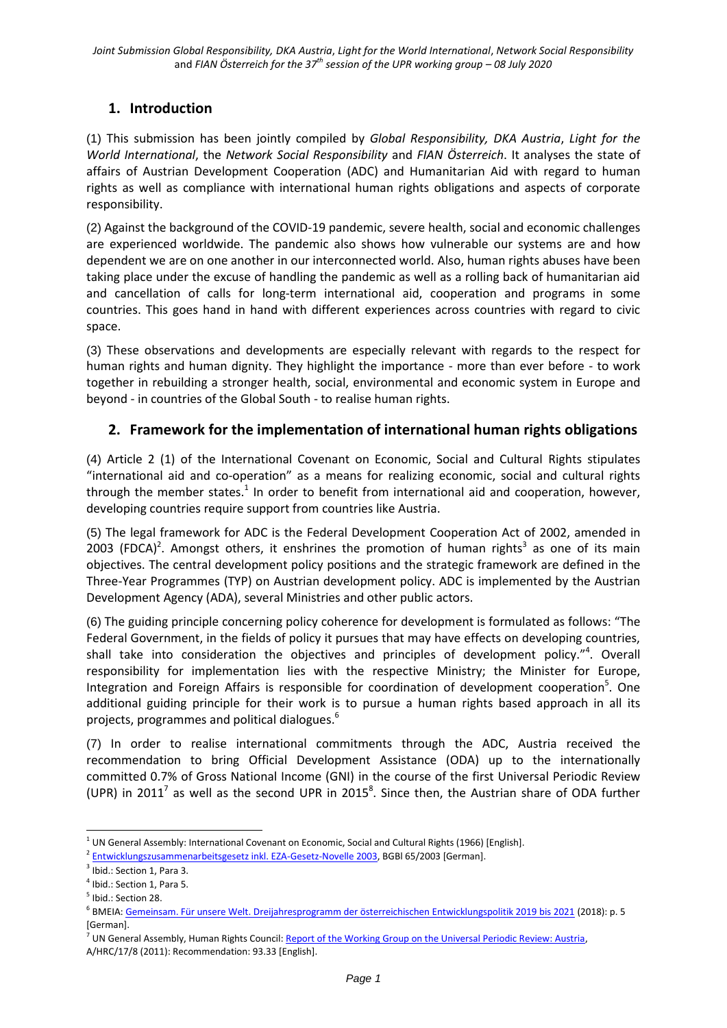## 1. Introduction

(1) This submission has been jointly compiled by *Global Responsibility, DKA Austria*, *Light for the World International*, the *Network Social Responsibility* and *FIAN Österreich*. It analyses the state of affairs of Austrian Development Cooperation (ADC) and Humanitarian Aid with regard to human rights as well as compliance with international human rights obligations and aspects of corporate responsibility.

(2) Against the background of the COVID-19 pandemic, severe health, social and economic challenges are experienced worldwide. The pandemic also shows how vulnerable our systems are and how dependent we are on one another in our interconnected world. Also, human rights abuses have been taking place under the excuse of handling the pandemic as well as a rolling back of humanitarian aid and cancellation of calls for long-term international aid, cooperation and programs in some countries. This goes hand in hand with different experiences across countries with regard to civic space.

(3) These observations and developments are especially relevant with regards to the respect for human rights and human dignity. They highlight the importance - more than ever before - to work together in rebuilding a stronger health, social, environmental and economic system in Europe and beyond - in countries of the Global South - to realise human rights.

## 2. Framework for the implementation of international human rights obligations

(4) Article 2 (1) of the International Covenant on Economic, Social and Cultural Rights stipulates "international aid and co-operation" as a means for realizing economic, social and cultural rights through the member states.[1] In order to benefit from international aid and cooperation, however, developing countries require support from countries like Austria.

(5) The legal framework for ADC is the Federal Development Cooperation Act of 2002, amended in 2003 (FDCA)[2]. Amongst others, it enshrines the promotion of human rights[3] as one of its main objectives. The central development policy positions and the strategic framework are defined in the Three-Year Programmes (TYP) on Austrian development policy. ADC is implemented by the Austrian Development Agency (ADA), several Ministries and other public actors.

(6) The guiding principle concerning policy coherence for development is formulated as follows: "The Federal Government, in the fields of policy it pursues that may have effects on developing countries, shall take into consideration the objectives and principles of development policy."[4]. Overall responsibility for implementation lies with the respective Ministry; the Minister for Europe, Integration and Foreign Affairs is responsible for coordination of development cooperation[5]. One additional guiding principle for their work is to pursue a human rights based approach in all its projects, programmes and political dialogues.[6]

(7) In order to realise international commitments through the ADC, Austria received the recommendation to bring Official Development Assistance (ODA) up to the internationally committed 0.7% of Gross National Income (GNI) in the course of the first Universal Periodic Review (UPR) in 2011[7] as well as the second UPR in 2015[8]. Since then, the Austrian share of ODA further

---

[1] UN General Assembly: International Covenant on Economic, Social and Cultural Rights (1966) [English].

[2] Entwicklungszusammenarbeitsgesetz inkl. EZA-Gesetz-Novelle 2003, BGBl 65/2003 [German].

[3] Ibid.: Section 1, Para 3.

[4] Ibid.: Section 1, Para 5.

[5] Ibid.: Section 28.

[6] BMEIA: Gemeinsam. Für unsere Welt. Dreijahresprogramm der österreichischen Entwicklungspolitik 2019 bis 2021 (2018): p. 5 [German].

[7] UN General Assembly, Human Rights Council: Report of the Working Group on the Universal Periodic Review: Austria, A/HRC/17/8 (2011): Recommendation: 93.33 [English].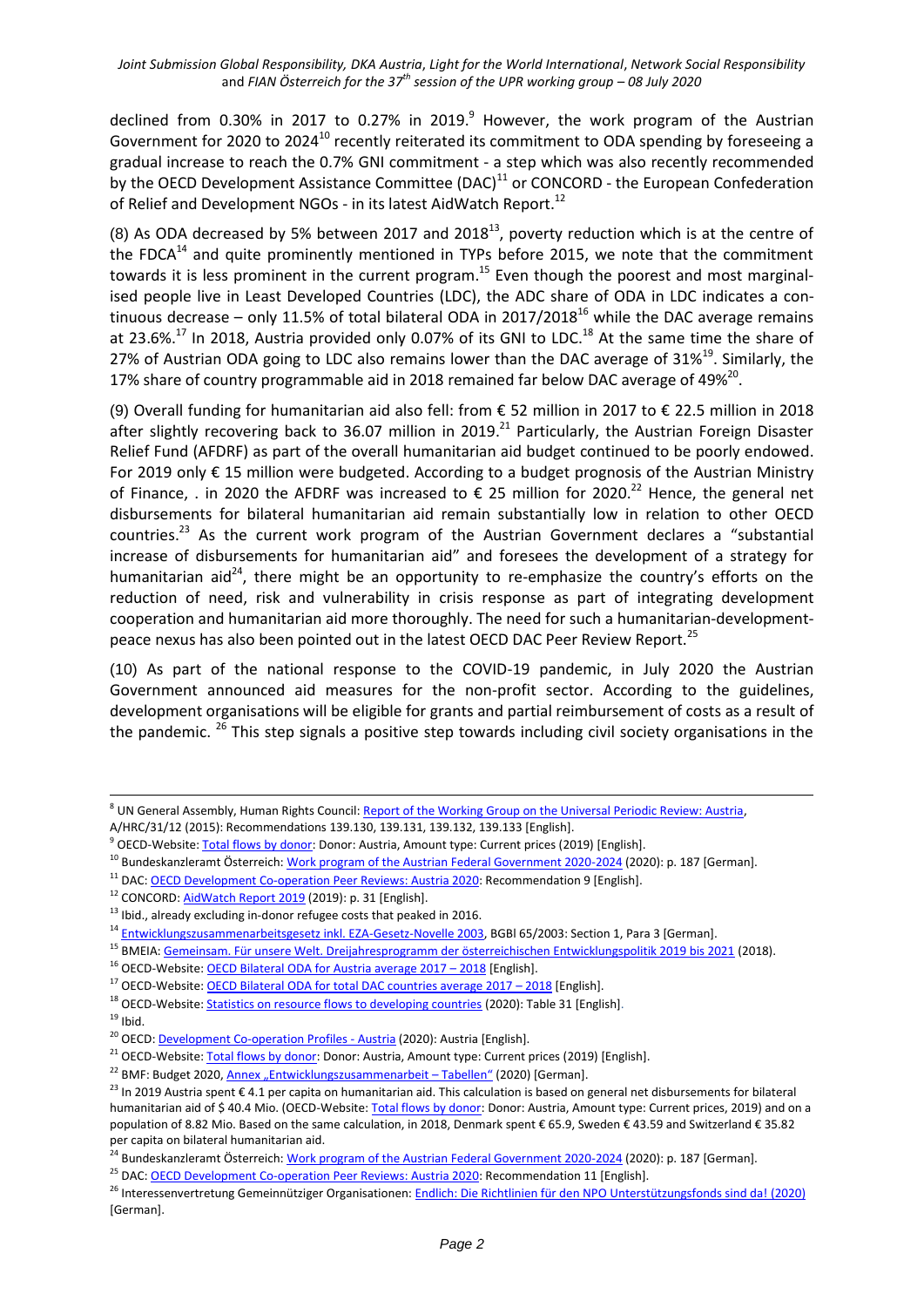declined from 0.30% in 2017 to 0.27% in 2019.[9] However, the work program of the Austrian Government for 2020 to 2024[10] recently reiterated its commitment to ODA spending by foreseeing a gradual increase to reach the 0.7% GNI commitment - a step which was also recently recommended by the OECD Development Assistance Committee (DAC)[11] or CONCORD - the European Confederation of Relief and Development NGOs - in its latest AidWatch Report.[12]

(8) As ODA decreased by 5% between 2017 and 2018[13], poverty reduction which is at the centre of the FDCA[14] and quite prominently mentioned in TYPs before 2015, we note that the commitment towards it is less prominent in the current program.[15] Even though the poorest and most marginalised people live in Least Developed Countries (LDC), the ADC share of ODA in LDC indicates a continuous decrease – only 11.5% of total bilateral ODA in 2017/2018[16] while the DAC average remains at 23.6%.[17] In 2018, Austria provided only 0.07% of its GNI to LDC.[18] At the same time the share of 27% of Austrian ODA going to LDC also remains lower than the DAC average of 31%[19]. Similarly, the 17% share of country programmable aid in 2018 remained far below DAC average of 49%[20].

(9) Overall funding for humanitarian aid also fell: from € 52 million in 2017 to € 22.5 million in 2018 after slightly recovering back to 36.07 million in 2019.[21] Particularly, the Austrian Foreign Disaster Relief Fund (AFDRF) as part of the overall humanitarian aid budget continued to be poorly endowed. For 2019 only € 15 million were budgeted. According to a budget prognosis of the Austrian Ministry of Finance, . in 2020 the AFDRF was increased to € 25 million for 2020.[22] Hence, the general net disbursements for bilateral humanitarian aid remain substantially low in relation to other OECD countries.[23] As the current work program of the Austrian Government declares a "substantial increase of disbursements for humanitarian aid" and foresees the development of a strategy for humanitarian aid[24], there might be an opportunity to re-emphasize the country's efforts on the reduction of need, risk and vulnerability in crisis response as part of integrating development cooperation and humanitarian aid more thoroughly. The need for such a humanitarian-development-peace nexus has also been pointed out in the latest OECD DAC Peer Review Report.[25]

(10) As part of the national response to the COVID-19 pandemic, in July 2020 the Austrian Government announced aid measures for the non-profit sector. According to the guidelines, development organisations will be eligible for grants and partial reimbursement of costs as a result of the pandemic. [26] This step signals a positive step towards including civil society organisations in the

---

[8] UN General Assembly, Human Rights Council: Report of the Working Group on the Universal Periodic Review: Austria, A/HRC/31/12 (2015): Recommendations 139.130, 139.131, 139.132, 139.133 [English].

[9] OECD-Website: Total flows by donor: Donor: Austria, Amount type: Current prices (2019) [English].

[10] Bundeskanzleramt Österreich: Work program of the Austrian Federal Government 2020-2024 (2020): p. 187 [German].

[11] DAC: OECD Development Co-operation Peer Reviews: Austria 2020: Recommendation 9 [English].

[12] CONCORD: AidWatch Report 2019 (2019): p. 31 [English].

[13] Ibid., already excluding in-donor refugee costs that peaked in 2016.

[14] Entwicklungszusammenarbeitsgesetz inkl. EZA-Gesetz-Novelle 2003, BGBl 65/2003: Section 1, Para 3 [German].

[15] BMEIA: Gemeinsam. Für unsere Welt. Dreijahresprogramm der österreichischen Entwicklungspolitik 2019 bis 2021 (2018).

[16] OECD-Website: OECD Bilateral ODA for Austria average 2017 – 2018 [English].

[17] OECD-Website: OECD Bilateral ODA for total DAC countries average 2017 – 2018 [English].

[18] OECD-Website: Statistics on resource flows to developing countries (2020): Table 31 [English].

[19] Ibid.

[20] OECD: Development Co-operation Profiles - Austria (2020): Austria [English].

[21] OECD-Website: Total flows by donor: Donor: Austria, Amount type: Current prices (2019) [English].

[22] BMF: Budget 2020, Annex „Entwicklungszusammenarbeit – Tabellen" (2020) [German].

[23] In 2019 Austria spent € 4.1 per capita on humanitarian aid. This calculation is based on general net disbursements for bilateral humanitarian aid of $ 40.4 Mio. (OECD-Website: Total flows by donor: Donor: Austria, Amount type: Current prices, 2019) and on a population of 8.82 Mio. Based on the same calculation, in 2018, Denmark spent € 65.9, Sweden € 43.59 and Switzerland € 35.82 per capita on bilateral humanitarian aid.

[24] Bundeskanzleramt Österreich: Work program of the Austrian Federal Government 2020-2024 (2020): p. 187 [German].

[25] DAC: OECD Development Co-operation Peer Reviews: Austria 2020: Recommendation 11 [English].

[26] Interessenvertretung Gemeinnütziger Organisationen: Endlich: Die Richtlinien für den NPO Unterstützungsfonds sind da! (2020) [German].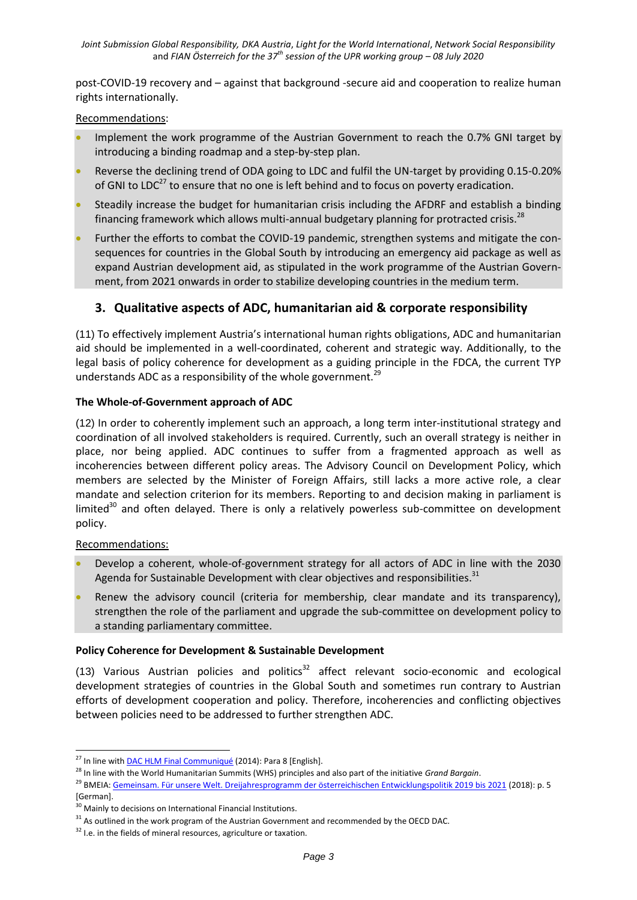post-COVID-19 recovery and – against that background -secure aid and cooperation to realize human rights internationally.

Recommendations:

- Implement the work programme of the Austrian Government to reach the 0.7% GNI target by introducing a binding roadmap and a step-by-step plan.
- Reverse the declining trend of ODA going to LDC and fulfil the UN-target by providing 0.15-0.20% of GNI to LDC[27] to ensure that no one is left behind and to focus on poverty eradication.
- Steadily increase the budget for humanitarian crisis including the AFDRF and establish a binding financing framework which allows multi-annual budgetary planning for protracted crisis.[28]
- Further the efforts to combat the COVID-19 pandemic, strengthen systems and mitigate the consequences for countries in the Global South by introducing an emergency aid package as well as expand Austrian development aid, as stipulated in the work programme of the Austrian Government, from 2021 onwards in order to stabilize developing countries in the medium term.

## 3. Qualitative aspects of ADC, humanitarian aid & corporate responsibility

(11) To effectively implement Austria's international human rights obligations, ADC and humanitarian aid should be implemented in a well-coordinated, coherent and strategic way. Additionally, to the legal basis of policy coherence for development as a guiding principle in the FDCA, the current TYP understands ADC as a responsibility of the whole government.[29]

### The Whole-of-Government approach of ADC

(12) In order to coherently implement such an approach, a long term inter-institutional strategy and coordination of all involved stakeholders is required. Currently, such an overall strategy is neither in place, nor being applied. ADC continues to suffer from a fragmented approach as well as incoherencies between different policy areas. The Advisory Council on Development Policy, which members are selected by the Minister of Foreign Affairs, still lacks a more active role, a clear mandate and selection criterion for its members. Reporting to and decision making in parliament is limited[30] and often delayed. There is only a relatively powerless sub-committee on development policy.

Recommendations:

- Develop a coherent, whole-of-government strategy for all actors of ADC in line with the 2030 Agenda for Sustainable Development with clear objectives and responsibilities.[31]
- Renew the advisory council (criteria for membership, clear mandate and its transparency), strengthen the role of the parliament and upgrade the sub-committee on development policy to a standing parliamentary committee.

### Policy Coherence for Development & Sustainable Development

(13) Various Austrian policies and politics[32] affect relevant socio-economic and ecological development strategies of countries in the Global South and sometimes run contrary to Austrian efforts of development cooperation and policy. Therefore, incoherencies and conflicting objectives between policies need to be addressed to further strengthen ADC.

---

[27] In line with DAC HLM Final Communiqué (2014): Para 8 [English].

[28] In line with the World Humanitarian Summits (WHS) principles and also part of the initiative *Grand Bargain*.

[29] BMEIA: Gemeinsam. Für unsere Welt. Dreijahresprogramm der österreichischen Entwicklungspolitik 2019 bis 2021 (2018): p. 5 [German].

[30] Mainly to decisions on International Financial Institutions.

[31] As outlined in the work program of the Austrian Government and recommended by the OECD DAC.

[32] I.e. in the fields of mineral resources, agriculture or taxation.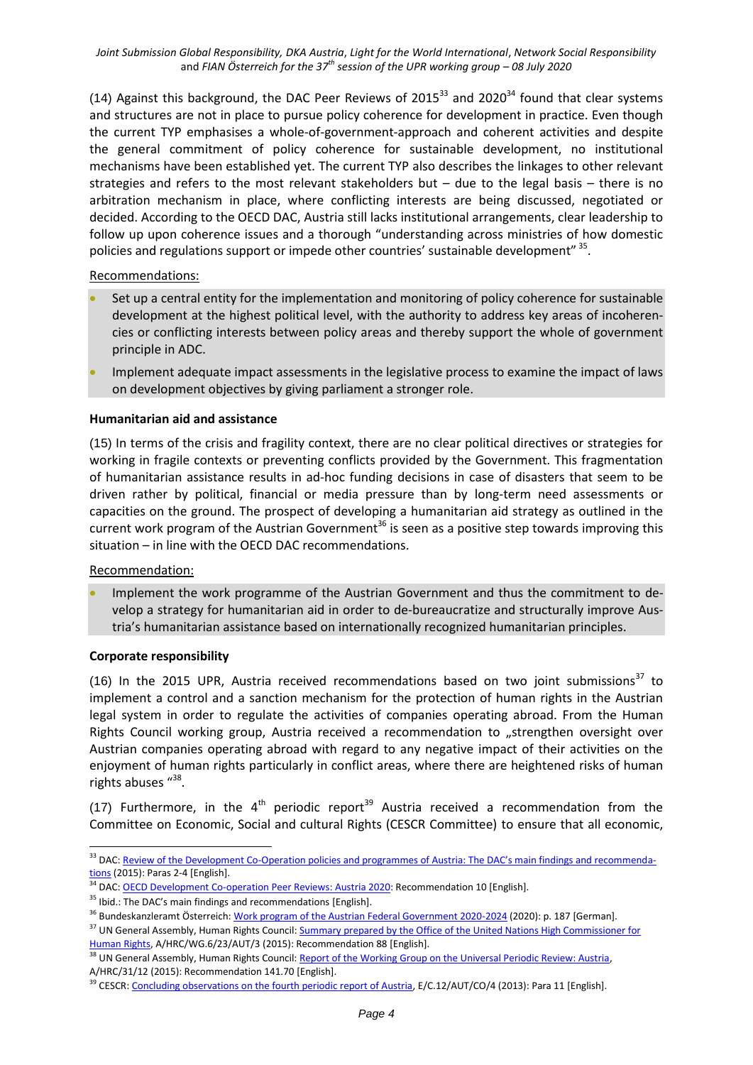(14) Against this background, the DAC Peer Reviews of 2015[33] and 2020[34] found that clear systems and structures are not in place to pursue policy coherence for development in practice. Even though the current TYP emphasises a whole-of-government-approach and coherent activities and despite the general commitment of policy coherence for sustainable development, no institutional mechanisms have been established yet. The current TYP also describes the linkages to other relevant strategies and refers to the most relevant stakeholders but – due to the legal basis – there is no arbitration mechanism in place, where conflicting interests are being discussed, negotiated or decided. According to the OECD DAC, Austria still lacks institutional arrangements, clear leadership to follow up upon coherence issues and a thorough "understanding across ministries of how domestic policies and regulations support or impede other countries' sustainable development" [35].

Recommendations:

- Set up a central entity for the implementation and monitoring of policy coherence for sustainable development at the highest political level, with the authority to address key areas of incoherencies or conflicting interests between policy areas and thereby support the whole of government principle in ADC.
- Implement adequate impact assessments in the legislative process to examine the impact of laws on development objectives by giving parliament a stronger role.

**Humanitarian aid and assistance**

(15) In terms of the crisis and fragility context, there are no clear political directives or strategies for working in fragile contexts or preventing conflicts provided by the Government. This fragmentation of humanitarian assistance results in ad-hoc funding decisions in case of disasters that seem to be driven rather by political, financial or media pressure than by long-term need assessments or capacities on the ground. The prospect of developing a humanitarian aid strategy as outlined in the current work program of the Austrian Government[36] is seen as a positive step towards improving this situation – in line with the OECD DAC recommendations.

Recommendation:

- Implement the work programme of the Austrian Government and thus the commitment to develop a strategy for humanitarian aid in order to de-bureaucratize and structurally improve Austria's humanitarian assistance based on internationally recognized humanitarian principles.

**Corporate responsibility**

(16) In the 2015 UPR, Austria received recommendations based on two joint submissions[37] to implement a control and a sanction mechanism for the protection of human rights in the Austrian legal system in order to regulate the activities of companies operating abroad. From the Human Rights Council working group, Austria received a recommendation to „strengthen oversight over Austrian companies operating abroad with regard to any negative impact of their activities on the enjoyment of human rights particularly in conflict areas, where there are heightened risks of human rights abuses "[38].

(17) Furthermore, in the 4th periodic report[39] Austria received a recommendation from the Committee on Economic, Social and cultural Rights (CESCR Committee) to ensure that all economic,

---

[33] DAC: Review of the Development Co-Operation policies and programmes of Austria: The DAC's main findings and recommendations (2015): Paras 2-4 [English].

[34] DAC: OECD Development Co-operation Peer Reviews: Austria 2020: Recommendation 10 [English].

[35] Ibid.: The DAC's main findings and recommendations [English].

[36] Bundeskanzleramt Österreich: Work program of the Austrian Federal Government 2020-2024 (2020): p. 187 [German].

[37] UN General Assembly, Human Rights Council: Summary prepared by the Office of the United Nations High Commissioner for Human Rights, A/HRC/WG.6/23/AUT/3 (2015): Recommendation 88 [English].

[38] UN General Assembly, Human Rights Council: Report of the Working Group on the Universal Periodic Review: Austria, A/HRC/31/12 (2015): Recommendation 141.70 [English].

[39] CESCR: Concluding observations on the fourth periodic report of Austria, E/C.12/AUT/CO/4 (2013): Para 11 [English].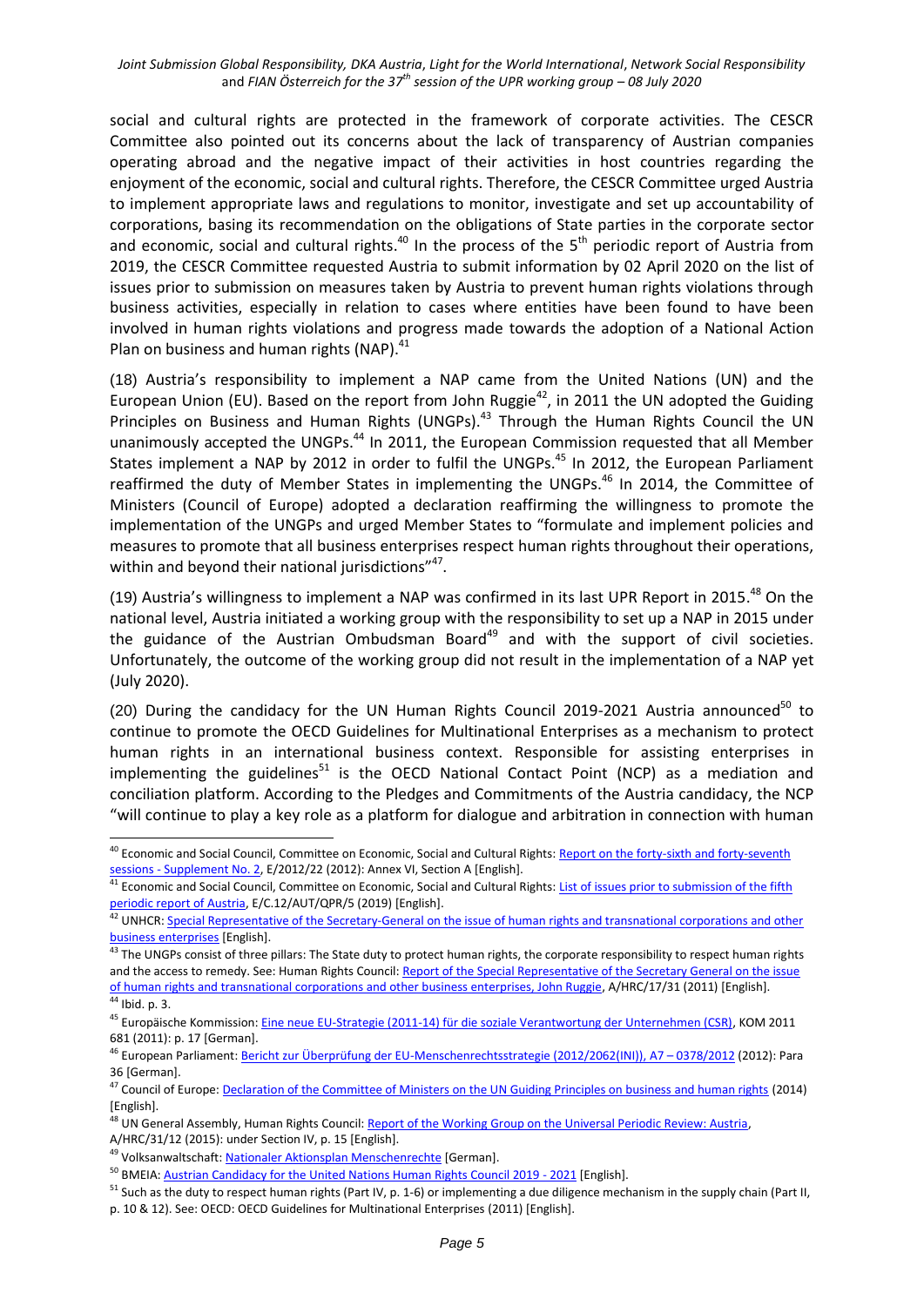social and cultural rights are protected in the framework of corporate activities. The CESCR Committee also pointed out its concerns about the lack of transparency of Austrian companies operating abroad and the negative impact of their activities in host countries regarding the enjoyment of the economic, social and cultural rights. Therefore, the CESCR Committee urged Austria to implement appropriate laws and regulations to monitor, investigate and set up accountability of corporations, basing its recommendation on the obligations of State parties in the corporate sector and economic, social and cultural rights.[40] In the process of the 5th periodic report of Austria from 2019, the CESCR Committee requested Austria to submit information by 02 April 2020 on the list of issues prior to submission on measures taken by Austria to prevent human rights violations through business activities, especially in relation to cases where entities have been found to have been involved in human rights violations and progress made towards the adoption of a National Action Plan on business and human rights (NAP).[41]

(18) Austria's responsibility to implement a NAP came from the United Nations (UN) and the European Union (EU). Based on the report from John Ruggie[42], in 2011 the UN adopted the Guiding Principles on Business and Human Rights (UNGPs).[43] Through the Human Rights Council the UN unanimously accepted the UNGPs.[44] In 2011, the European Commission requested that all Member States implement a NAP by 2012 in order to fulfil the UNGPs.[45] In 2012, the European Parliament reaffirmed the duty of Member States in implementing the UNGPs.[46] In 2014, the Committee of Ministers (Council of Europe) adopted a declaration reaffirming the willingness to promote the implementation of the UNGPs and urged Member States to "formulate and implement policies and measures to promote that all business enterprises respect human rights throughout their operations, within and beyond their national jurisdictions"[47].

(19) Austria's willingness to implement a NAP was confirmed in its last UPR Report in 2015.[48] On the national level, Austria initiated a working group with the responsibility to set up a NAP in 2015 under the guidance of the Austrian Ombudsman Board[49] and with the support of civil societies. Unfortunately, the outcome of the working group did not result in the implementation of a NAP yet (July 2020).

(20) During the candidacy for the UN Human Rights Council 2019-2021 Austria announced[50] to continue to promote the OECD Guidelines for Multinational Enterprises as a mechanism to protect human rights in an international business context. Responsible for assisting enterprises in implementing the guidelines[51] is the OECD National Contact Point (NCP) as a mediation and conciliation platform. According to the Pledges and Commitments of the Austria candidacy, the NCP "will continue to play a key role as a platform for dialogue and arbitration in connection with human

---

[40] Economic and Social Council, Committee on Economic, Social and Cultural Rights: Report on the forty-sixth and forty-seventh sessions - Supplement No. 2, E/2012/22 (2012): Annex VI, Section A [English].

[41] Economic and Social Council, Committee on Economic, Social and Cultural Rights: List of issues prior to submission of the fifth periodic report of Austria, E/C.12/AUT/QPR/5 (2019) [English].

[42] UNHCR: Special Representative of the Secretary-General on the issue of human rights and transnational corporations and other business enterprises [English].

[43] The UNGPs consist of three pillars: The State duty to protect human rights, the corporate responsibility to respect human rights and the access to remedy. See: Human Rights Council: Report of the Special Representative of the Secretary General on the issue of human rights and transnational corporations and other business enterprises, John Ruggie, A/HRC/17/31 (2011) [English].

[44] Ibid. p. 3.

[45] Europäische Kommission: Eine neue EU-Strategie (2011-14) für die soziale Verantwortung der Unternehmen (CSR), KOM 2011 681 (2011): p. 17 [German].

[46] European Parliament: Bericht zur Überprüfung der EU-Menschenrechtsstrategie (2012/2062(INI)), A7 – 0378/2012 (2012): Para 36 [German].

[47] Council of Europe: Declaration of the Committee of Ministers on the UN Guiding Principles on business and human rights (2014) [English].

[48] UN General Assembly, Human Rights Council: Report of the Working Group on the Universal Periodic Review: Austria, A/HRC/31/12 (2015): under Section IV, p. 15 [English].

[49] Volksanwaltschaft: Nationaler Aktionsplan Menschenrechte [German].

[50] BMEIA: Austrian Candidacy for the United Nations Human Rights Council 2019 - 2021 [English].

[51] Such as the duty to respect human rights (Part IV, p. 1-6) or implementing a due diligence mechanism in the supply chain (Part II, p. 10 & 12). See: OECD: OECD Guidelines for Multinational Enterprises (2011) [English].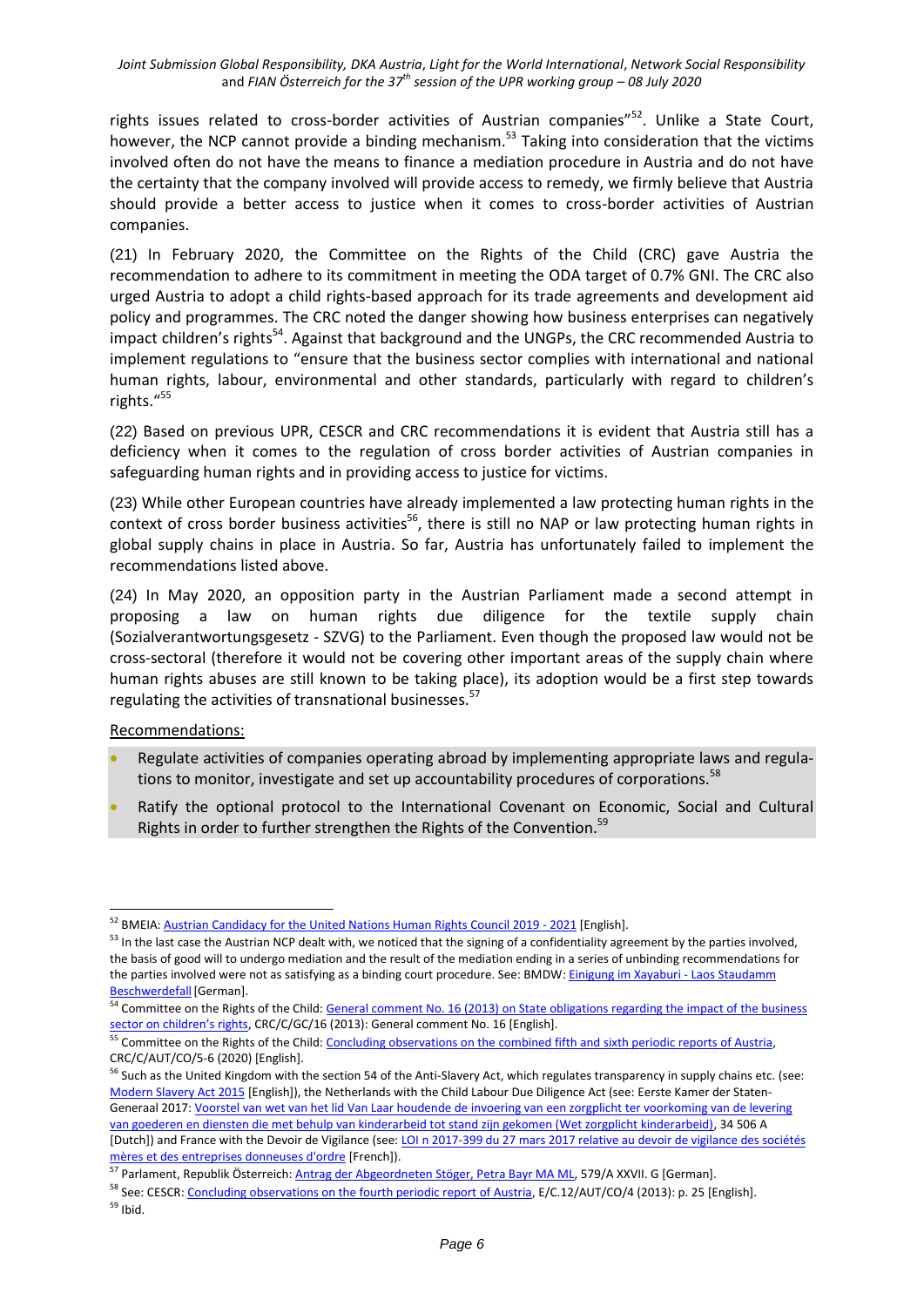rights issues related to cross-border activities of Austrian companies"[52]. Unlike a State Court, however, the NCP cannot provide a binding mechanism.[53] Taking into consideration that the victims involved often do not have the means to finance a mediation procedure in Austria and do not have the certainty that the company involved will provide access to remedy, we firmly believe that Austria should provide a better access to justice when it comes to cross-border activities of Austrian companies.

(21) In February 2020, the Committee on the Rights of the Child (CRC) gave Austria the recommendation to adhere to its commitment in meeting the ODA target of 0.7% GNI. The CRC also urged Austria to adopt a child rights-based approach for its trade agreements and development aid policy and programmes. The CRC noted the danger showing how business enterprises can negatively impact children's rights[54]. Against that background and the UNGPs, the CRC recommended Austria to implement regulations to "ensure that the business sector complies with international and national human rights, labour, environmental and other standards, particularly with regard to children's rights."[55]

(22) Based on previous UPR, CESCR and CRC recommendations it is evident that Austria still has a deficiency when it comes to the regulation of cross border activities of Austrian companies in safeguarding human rights and in providing access to justice for victims.

(23) While other European countries have already implemented a law protecting human rights in the context of cross border business activities[56], there is still no NAP or law protecting human rights in global supply chains in place in Austria. So far, Austria has unfortunately failed to implement the recommendations listed above.

(24) In May 2020, an opposition party in the Austrian Parliament made a second attempt in proposing a law on human rights due diligence for the textile supply chain (Sozialverantwortungsgesetz - SZVG) to the Parliament. Even though the proposed law would not be cross-sectoral (therefore it would not be covering other important areas of the supply chain where human rights abuses are still known to be taking place), its adoption would be a first step towards regulating the activities of transnational businesses.[57]

Recommendations:

- Regulate activities of companies operating abroad by implementing appropriate laws and regulations to monitor, investigate and set up accountability procedures of corporations.[58]
- Ratify the optional protocol to the International Covenant on Economic, Social and Cultural Rights in order to further strengthen the Rights of the Convention.[59]

---

[52] BMEIA: Austrian Candidacy for the United Nations Human Rights Council 2019 - 2021 [English].

[53] In the last case the Austrian NCP dealt with, we noticed that the signing of a confidentiality agreement by the parties involved, the basis of good will to undergo mediation and the result of the mediation ending in a series of unbinding recommendations for the parties involved were not as satisfying as a binding court procedure. See: BMDW: Einigung im Xayaburi - Laos Staudamm Beschwerdefall [German].

[54] Committee on the Rights of the Child: General comment No. 16 (2013) on State obligations regarding the impact of the business sector on children's rights, CRC/C/GC/16 (2013): General comment No. 16 [English].

[55] Committee on the Rights of the Child: Concluding observations on the combined fifth and sixth periodic reports of Austria, CRC/C/AUT/CO/5-6 (2020) [English].

[56] Such as the United Kingdom with the section 54 of the Anti-Slavery Act, which regulates transparency in supply chains etc. (see: Modern Slavery Act 2015 [English]), the Netherlands with the Child Labour Due Diligence Act (see: Eerste Kamer der Staten-Generaal 2017: Voorstel van wet van het lid Van Laar houdende de invoering van een zorgplicht ter voorkoming van de levering van goederen en diensten die met behulp van kinderarbeid tot stand zijn gekomen (Wet zorgplicht kinderarbeid), 34 506 A [Dutch]) and France with the Devoir de Vigilance (see: LOI n 2017-399 du 27 mars 2017 relative au devoir de vigilance des sociétés mères et des entreprises donneuses d'ordre [French]).

[57] Parlament, Republik Österreich: Antrag der Abgeordneten Stöger, Petra Bayr MA ML, 579/A XXVII. G [German].

[58] See: CESCR: Concluding observations on the fourth periodic report of Austria, E/C.12/AUT/CO/4 (2013): p. 25 [English].

[59] Ibid.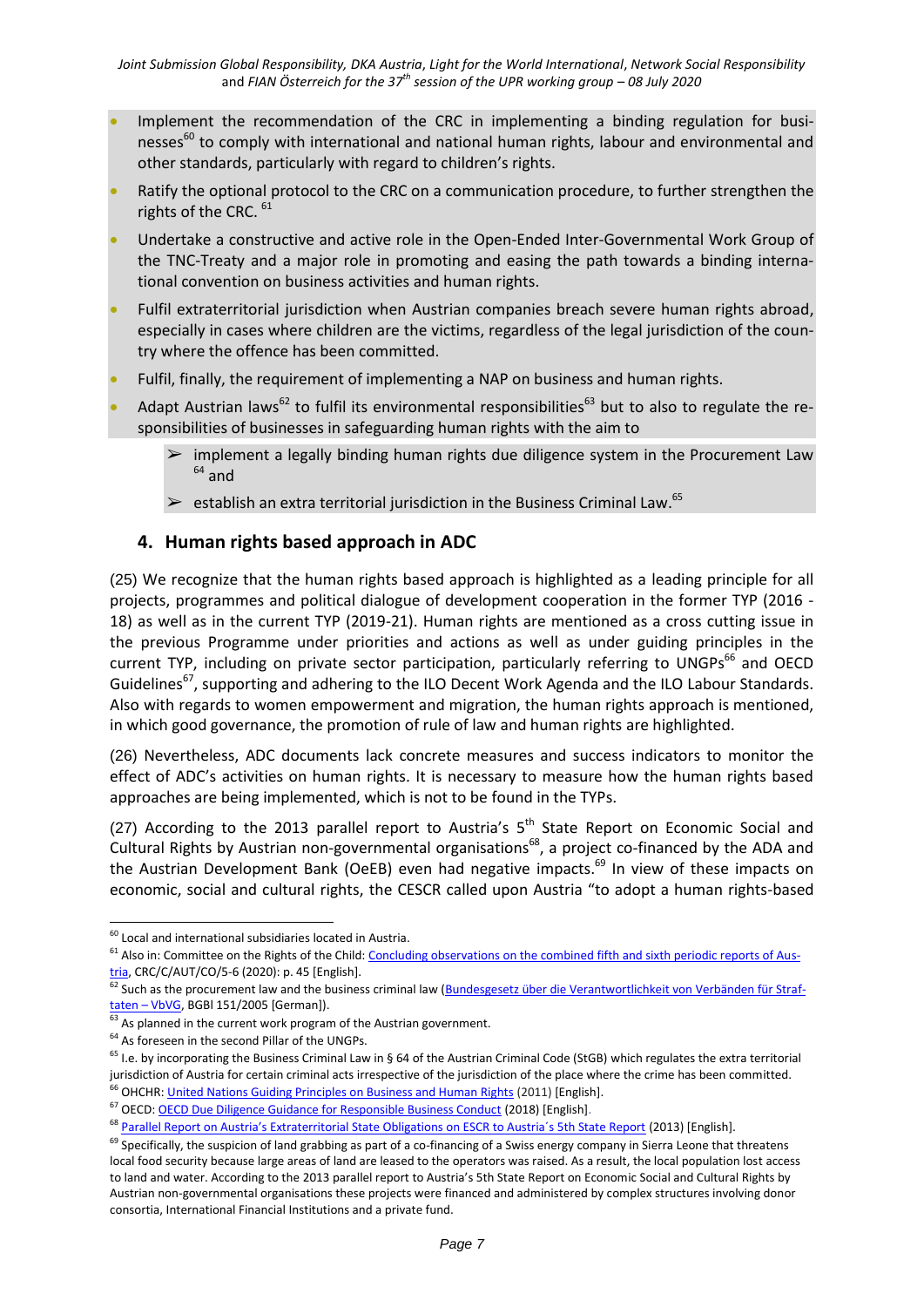- Implement the recommendation of the CRC in implementing a binding regulation for businesses[60] to comply with international and national human rights, labour and environmental and other standards, particularly with regard to children's rights.
- Ratify the optional protocol to the CRC on a communication procedure, to further strengthen the rights of the CRC. [61]
- Undertake a constructive and active role in the Open-Ended Inter-Governmental Work Group of the TNC-Treaty and a major role in promoting and easing the path towards a binding international convention on business activities and human rights.
- Fulfil extraterritorial jurisdiction when Austrian companies breach severe human rights abroad, especially in cases where children are the victims, regardless of the legal jurisdiction of the country where the offence has been committed.
- Fulfil, finally, the requirement of implementing a NAP on business and human rights.
- Adapt Austrian laws[62] to fulfil its environmental responsibilities[63] but to also to regulate the responsibilities of businesses in safeguarding human rights with the aim to
  - ➢ implement a legally binding human rights due diligence system in the Procurement Law [64] and
  - ➢ establish an extra territorial jurisdiction in the Business Criminal Law.[65]

## 4. Human rights based approach in ADC

(25) We recognize that the human rights based approach is highlighted as a leading principle for all projects, programmes and political dialogue of development cooperation in the former TYP (2016 - 18) as well as in the current TYP (2019-21). Human rights are mentioned as a cross cutting issue in the previous Programme under priorities and actions as well as under guiding principles in the current TYP, including on private sector participation, particularly referring to UNGPs[66] and OECD Guidelines[67], supporting and adhering to the ILO Decent Work Agenda and the ILO Labour Standards. Also with regards to women empowerment and migration, the human rights approach is mentioned, in which good governance, the promotion of rule of law and human rights are highlighted.

(26) Nevertheless, ADC documents lack concrete measures and success indicators to monitor the effect of ADC's activities on human rights. It is necessary to measure how the human rights based approaches are being implemented, which is not to be found in the TYPs.

(27) According to the 2013 parallel report to Austria's 5th State Report on Economic Social and Cultural Rights by Austrian non-governmental organisations[68], a project co-financed by the ADA and the Austrian Development Bank (OeEB) even had negative impacts.[69] In view of these impacts on economic, social and cultural rights, the CESCR called upon Austria "to adopt a human rights-based

---

[60] Local and international subsidiaries located in Austria.

[61] Also in: Committee on the Rights of the Child: Concluding observations on the combined fifth and sixth periodic reports of Austria, CRC/C/AUT/CO/5-6 (2020): p. 45 [English].

[62] Such as the procurement law and the business criminal law (Bundesgesetz über die Verantwortlichkeit von Verbänden für Straftaten – VbVG, BGBl 151/2005 [German]).

[63] As planned in the current work program of the Austrian government.

[64] As foreseen in the second Pillar of the UNGPs.

[65] I.e. by incorporating the Business Criminal Law in § 64 of the Austrian Criminal Code (StGB) which regulates the extra territorial jurisdiction of Austria for certain criminal acts irrespective of the jurisdiction of the place where the crime has been committed.

[66] OHCHR: United Nations Guiding Principles on Business and Human Rights (2011) [English].

[67] OECD: OECD Due Diligence Guidance for Responsible Business Conduct (2018) [English].

[68] Parallel Report on Austria's Extraterritorial State Obligations on ESCR to Austria´s 5th State Report (2013) [English].

[69] Specifically, the suspicion of land grabbing as part of a co-financing of a Swiss energy company in Sierra Leone that threatens local food security because large areas of land are leased to the operators was raised. As a result, the local population lost access to land and water. According to the 2013 parallel report to Austria's 5th State Report on Economic Social and Cultural Rights by Austrian non-governmental organisations these projects were financed and administered by complex structures involving donor consortia, International Financial Institutions and a private fund.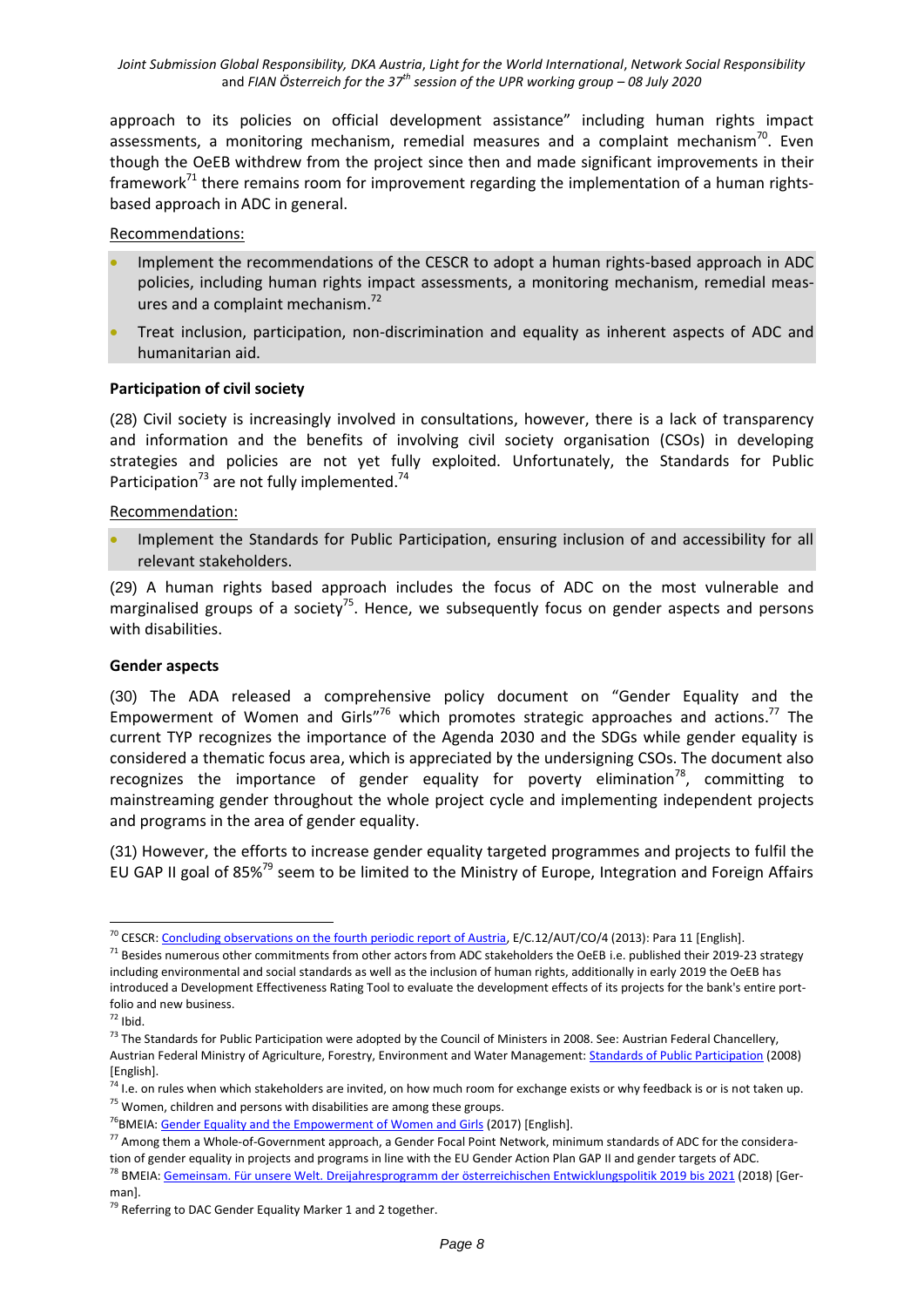approach to its policies on official development assistance" including human rights impact assessments, a monitoring mechanism, remedial measures and a complaint mechanism[70]. Even though the OeEB withdrew from the project since then and made significant improvements in their framework[71] there remains room for improvement regarding the implementation of a human rights-based approach in ADC in general.

Recommendations:

- Implement the recommendations of the CESCR to adopt a human rights-based approach in ADC policies, including human rights impact assessments, a monitoring mechanism, remedial measures and a complaint mechanism.[72]
- Treat inclusion, participation, non-discrimination and equality as inherent aspects of ADC and humanitarian aid.

**Participation of civil society**

(28) Civil society is increasingly involved in consultations, however, there is a lack of transparency and information and the benefits of involving civil society organisation (CSOs) in developing strategies and policies are not yet fully exploited. Unfortunately, the Standards for Public Participation[73] are not fully implemented.[74]

Recommendation:

- Implement the Standards for Public Participation, ensuring inclusion of and accessibility for all relevant stakeholders.

(29) A human rights based approach includes the focus of ADC on the most vulnerable and marginalised groups of a society[75]. Hence, we subsequently focus on gender aspects and persons with disabilities.

**Gender aspects**

(30) The ADA released a comprehensive policy document on "Gender Equality and the Empowerment of Women and Girls"[76] which promotes strategic approaches and actions.[77] The current TYP recognizes the importance of the Agenda 2030 and the SDGs while gender equality is considered a thematic focus area, which is appreciated by the undersigning CSOs. The document also recognizes the importance of gender equality for poverty elimination[78], committing to mainstreaming gender throughout the whole project cycle and implementing independent projects and programs in the area of gender equality.

(31) However, the efforts to increase gender equality targeted programmes and projects to fulfil the EU GAP II goal of 85%[79] seem to be limited to the Ministry of Europe, Integration and Foreign Affairs

---

[70] CESCR: Concluding observations on the fourth periodic report of Austria, E/C.12/AUT/CO/4 (2013): Para 11 [English].

[71] Besides numerous other commitments from other actors from ADC stakeholders the OeEB i.e. published their 2019-23 strategy including environmental and social standards as well as the inclusion of human rights, additionally in early 2019 the OeEB has introduced a Development Effectiveness Rating Tool to evaluate the development effects of its projects for the bank's entire portfolio and new business.

[72] Ibid.

[73] The Standards for Public Participation were adopted by the Council of Ministers in 2008. See: Austrian Federal Chancellery, Austrian Federal Ministry of Agriculture, Forestry, Environment and Water Management: Standards of Public Participation (2008) [English].

[74] I.e. on rules when which stakeholders are invited, on how much room for exchange exists or why feedback is or is not taken up.

[75] Women, children and persons with disabilities are among these groups.

[76] BMEIA: Gender Equality and the Empowerment of Women and Girls (2017) [English].

[77] Among them a Whole-of-Government approach, a Gender Focal Point Network, minimum standards of ADC for the consideration of gender equality in projects and programs in line with the EU Gender Action Plan GAP II and gender targets of ADC.

[78] BMEIA: Gemeinsam. Für unsere Welt. Dreijahresprogramm der österreichischen Entwicklungspolitik 2019 bis 2021 (2018) [German].

[79] Referring to DAC Gender Equality Marker 1 and 2 together.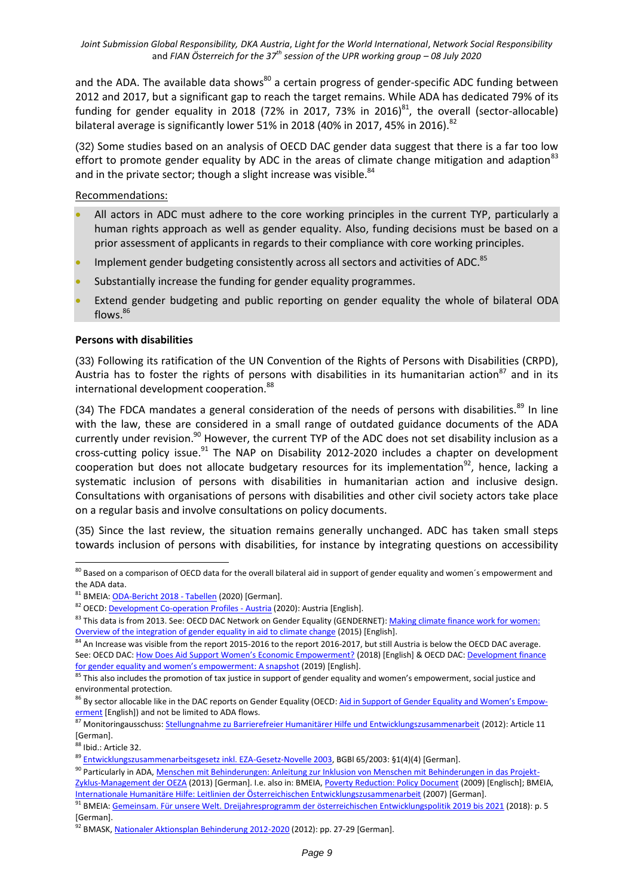and the ADA. The available data shows[80] a certain progress of gender-specific ADC funding between 2012 and 2017, but a significant gap to reach the target remains. While ADA has dedicated 79% of its funding for gender equality in 2018 (72% in 2017, 73% in 2016)[81], the overall (sector-allocable) bilateral average is significantly lower 51% in 2018 (40% in 2017, 45% in 2016).[82]

(32) Some studies based on an analysis of OECD DAC gender data suggest that there is a far too low effort to promote gender equality by ADC in the areas of climate change mitigation and adaption[83] and in the private sector; though a slight increase was visible.[84]

Recommendations:

- All actors in ADC must adhere to the core working principles in the current TYP, particularly a human rights approach as well as gender equality. Also, funding decisions must be based on a prior assessment of applicants in regards to their compliance with core working principles.
- Implement gender budgeting consistently across all sectors and activities of ADC.[85]
- Substantially increase the funding for gender equality programmes.
- Extend gender budgeting and public reporting on gender equality the whole of bilateral ODA flows.[86]

**Persons with disabilities**

(33) Following its ratification of the UN Convention of the Rights of Persons with Disabilities (CRPD), Austria has to foster the rights of persons with disabilities in its humanitarian action[87] and in its international development cooperation.[88]

(34) The FDCA mandates a general consideration of the needs of persons with disabilities.[89] In line with the law, these are considered in a small range of outdated guidance documents of the ADA currently under revision.[90] However, the current TYP of the ADC does not set disability inclusion as a cross-cutting policy issue.[91] The NAP on Disability 2012-2020 includes a chapter on development cooperation but does not allocate budgetary resources for its implementation[92], hence, lacking a systematic inclusion of persons with disabilities in humanitarian action and inclusive design. Consultations with organisations of persons with disabilities and other civil society actors take place on a regular basis and involve consultations on policy documents.

(35) Since the last review, the situation remains generally unchanged. ADC has taken small steps towards inclusion of persons with disabilities, for instance by integrating questions on accessibility

---

[80] Based on a comparison of OECD data for the overall bilateral aid in support of gender equality and women´s empowerment and the ADA data.

[81] BMEIA: ODA-Bericht 2018 - Tabellen (2020) [German].

[82] OECD: Development Co-operation Profiles - Austria (2020): Austria [English].

[83] This data is from 2013. See: OECD DAC Network on Gender Equality (GENDERNET): Making climate finance work for women: Overview of the integration of gender equality in aid to climate change (2015) [English].

[84] An Increase was visible from the report 2015-2016 to the report 2016-2017, but still Austria is below the OECD DAC average. See: OECD DAC: How Does Aid Support Women's Economic Empowerment? (2018) [English] & OECD DAC: Development finance for gender equality and women's empowerment: A snapshot (2019) [English].

[85] This also includes the promotion of tax justice in support of gender equality and women's empowerment, social justice and environmental protection.

[86] By sector allocable like in the DAC reports on Gender Equality (OECD: Aid in Support of Gender Equality and Women's Empowerment [English]) and not be limited to ADA flows.

[87] Monitoringausschuss: Stellungnahme zu Barrierefreier Humanitärer Hilfe und Entwicklungszusammenarbeit (2012): Article 11 [German].

[88] Ibid.: Article 32.

[89] Entwicklungszusammenarbeitsgesetz inkl. EZA-Gesetz-Novelle 2003, BGBl 65/2003: §1(4)(4) [German].

[90] Particularly in ADA, Menschen mit Behinderungen: Anleitung zur Inklusion von Menschen mit Behinderungen in das Projekt-Zyklus-Management der OEZA (2013) [German]. I.e. also in: BMEIA, Poverty Reduction: Policy Document (2009) [Englisch]; BMEIA, Internationale Humanitäre Hilfe: Leitlinien der Österreichischen Entwicklungszusammenarbeit (2007) [German].

[91] BMEIA: Gemeinsam. Für unsere Welt. Dreijahresprogramm der österreichischen Entwicklungspolitik 2019 bis 2021 (2018): p. 5 [German].

[92] BMASK, Nationaler Aktionsplan Behinderung 2012-2020 (2012): pp. 27-29 [German].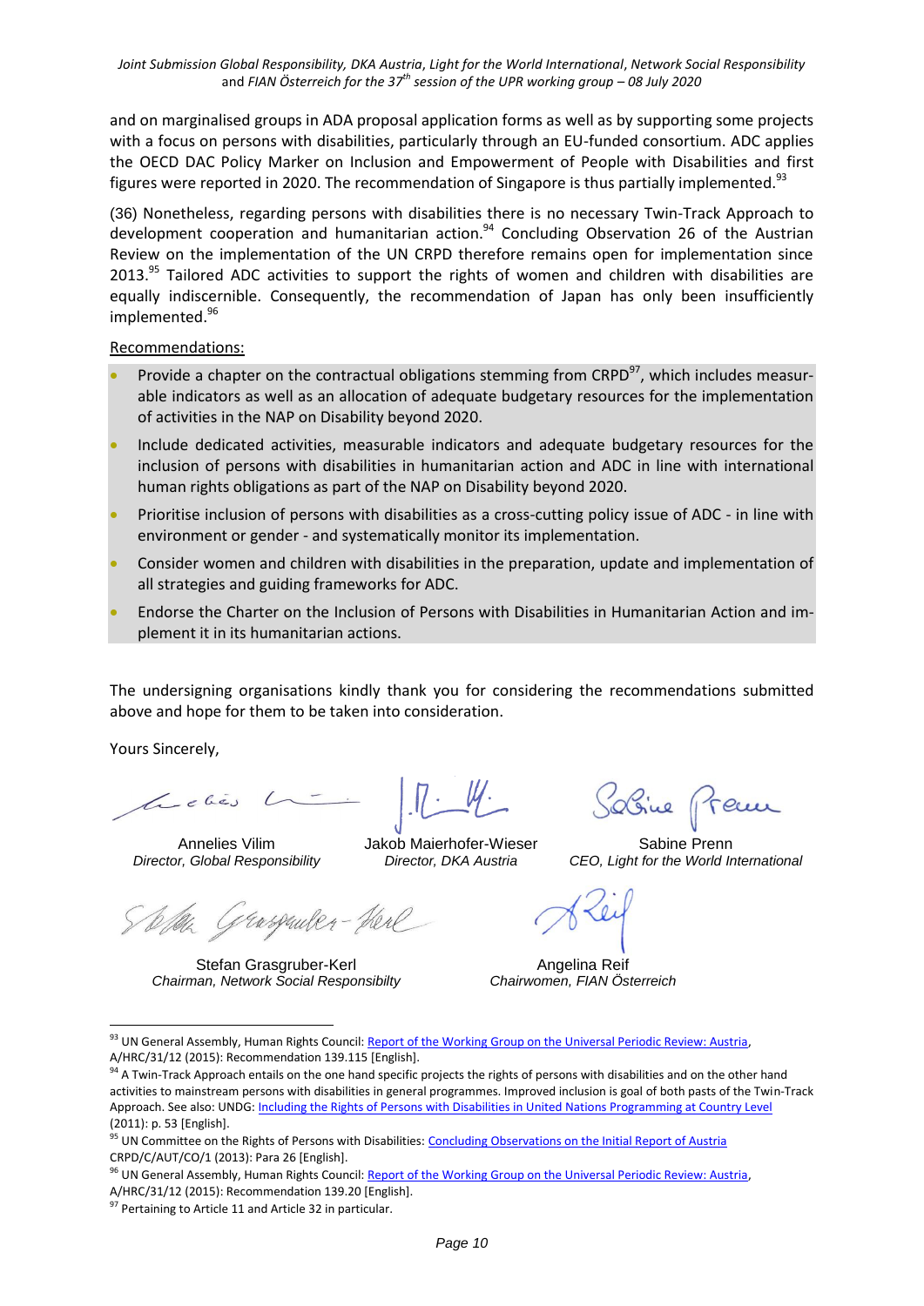and on marginalised groups in ADA proposal application forms as well as by supporting some projects with a focus on persons with disabilities, particularly through an EU-funded consortium. ADC applies the OECD DAC Policy Marker on Inclusion and Empowerment of People with Disabilities and first figures were reported in 2020. The recommendation of Singapore is thus partially implemented.[93]

(36) Nonetheless, regarding persons with disabilities there is no necessary Twin-Track Approach to development cooperation and humanitarian action.[94] Concluding Observation 26 of the Austrian Review on the implementation of the UN CRPD therefore remains open for implementation since 2013.[95] Tailored ADC activities to support the rights of women and children with disabilities are equally indiscernible. Consequently, the recommendation of Japan has only been insufficiently implemented.[96]

Recommendations:

- Provide a chapter on the contractual obligations stemming from CRPD[97], which includes measurable indicators as well as an allocation of adequate budgetary resources for the implementation of activities in the NAP on Disability beyond 2020.
- Include dedicated activities, measurable indicators and adequate budgetary resources for the inclusion of persons with disabilities in humanitarian action and ADC in line with international human rights obligations as part of the NAP on Disability beyond 2020.
- Prioritise inclusion of persons with disabilities as a cross-cutting policy issue of ADC - in line with environment or gender - and systematically monitor its implementation.
- Consider women and children with disabilities in the preparation, update and implementation of all strategies and guiding frameworks for ADC.
- Endorse the Charter on the Inclusion of Persons with Disabilities in Humanitarian Action and implement it in its humanitarian actions.

The undersigning organisations kindly thank you for considering the recommendations submitted above and hope for them to be taken into consideration.

Yours Sincerely,

Annelies Vilim
*Director, Global Responsibility*

Jakob Maierhofer-Wieser
*Director, DKA Austria*

Sabine Prenn
*CEO, Light for the World International*

Stefan Grasgruber-Kerl
*Chairman, Network Social Responsibilty*

Angelina Reif
*Chairwomen, FIAN Österreich*

---

[93] UN General Assembly, Human Rights Council: Report of the Working Group on the Universal Periodic Review: Austria, A/HRC/31/12 (2015): Recommendation 139.115 [English].

[94] A Twin-Track Approach entails on the one hand specific projects the rights of persons with disabilities and on the other hand activities to mainstream persons with disabilities in general programmes. Improved inclusion is goal of both pasts of the Twin-Track Approach. See also: UNDG: Including the Rights of Persons with Disabilities in United Nations Programming at Country Level (2011): p. 53 [English].

[95] UN Committee on the Rights of Persons with Disabilities: Concluding Observations on the Initial Report of Austria CRPD/C/AUT/CO/1 (2013): Para 26 [English].

[96] UN General Assembly, Human Rights Council: Report of the Working Group on the Universal Periodic Review: Austria, A/HRC/31/12 (2015): Recommendation 139.20 [English].

[97] Pertaining to Article 11 and Article 32 in particular.